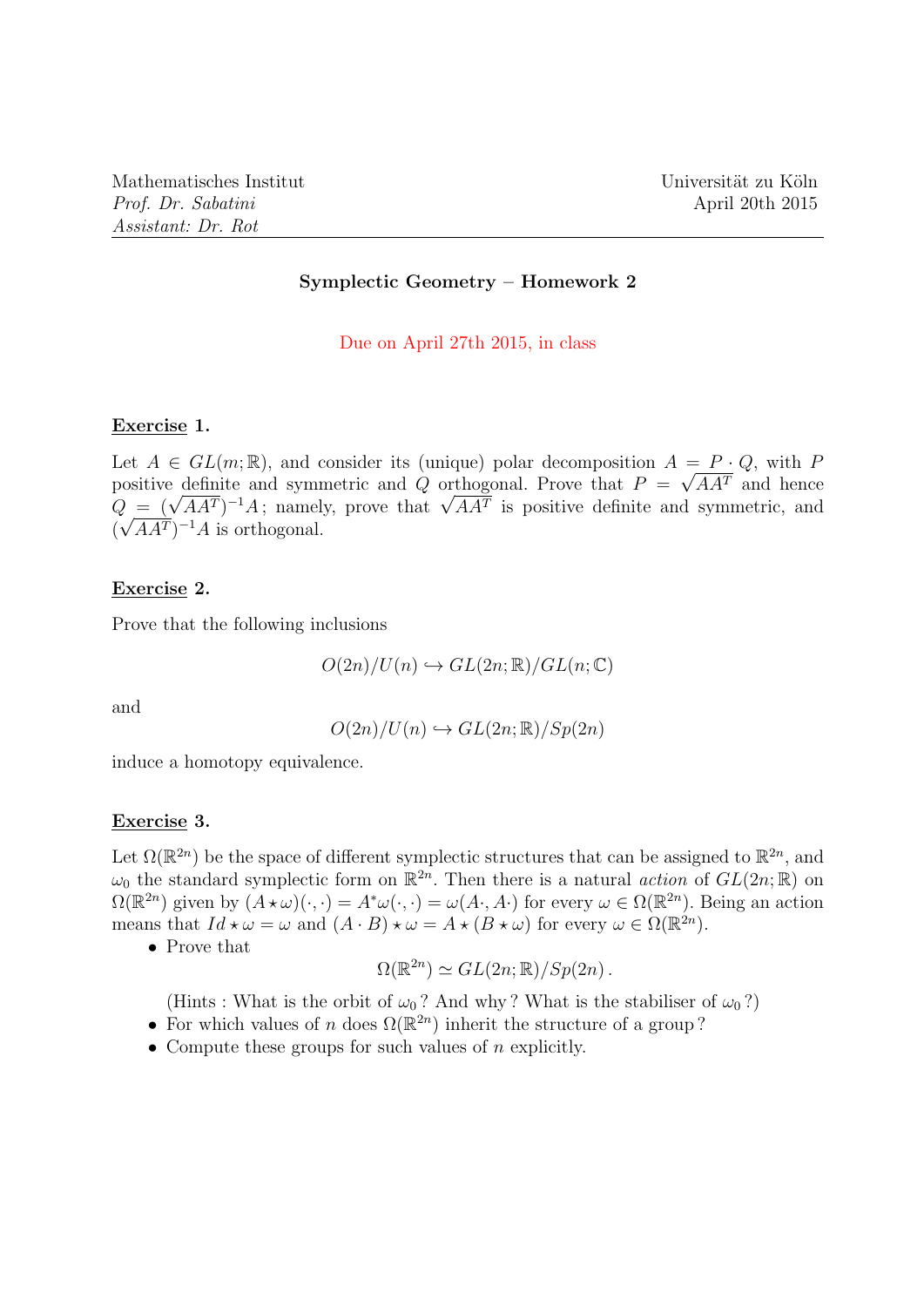Mathematisches Institut  
*Prof. Dr. Sabatini*  
*Assistant: Dr. Rot*

Universität zu Köln  
April 20th 2015

## Symplectic Geometry – Homework 2

Due on April 27th 2015, in class

**Exercise 1.**

Let $A \in GL(m;\mathbb{R})$, and consider its (unique) polar decomposition $A = P \cdot Q$, with $P$ positive definite and symmetric and $Q$ orthogonal. Prove that $P = \sqrt{AA^T}$ and hence $Q = (\sqrt{AA^T})^{-1}A$; namely, prove that $\sqrt{AA^T}$ is positive definite and symmetric, and $(\sqrt{AA^T})^{-1}A$ is orthogonal.

**Exercise 2.**

Prove that the following inclusions

$$O(2n)/U(n) \hookrightarrow GL(2n;\mathbb{R})/GL(n;\mathbb{C})$$

and

$$O(2n)/U(n) \hookrightarrow GL(2n;\mathbb{R})/Sp(2n)$$

induce a homotopy equivalence.

**Exercise 3.**

Let $\Omega(\mathbb{R}^{2n})$ be the space of different symplectic structures that can be assigned to $\mathbb{R}^{2n}$, and $\omega_0$ the standard symplectic form on $\mathbb{R}^{2n}$. Then there is a natural *action* of $GL(2n;\mathbb{R})$ on $\Omega(\mathbb{R}^{2n})$ given by $(A \star \omega)(\cdot,\cdot) = A^*\omega(\cdot,\cdot) = \omega(A\cdot, A\cdot)$ for every $\omega \in \Omega(\mathbb{R}^{2n})$. Being an action means that $Id \star \omega = \omega$ and $(A \cdot B) \star \omega = A \star (B \star \omega)$ for every $\omega \in \Omega(\mathbb{R}^{2n})$.

- Prove that
$$\Omega(\mathbb{R}^{2n}) \simeq GL(2n;\mathbb{R})/Sp(2n)\,.$$
(Hints : What is the orbit of $\omega_0$ ? And why ? What is the stabiliser of $\omega_0$ ?)
- For which values of $n$ does $\Omega(\mathbb{R}^{2n})$ inherit the structure of a group ?
- Compute these groups for such values of $n$ explicitly.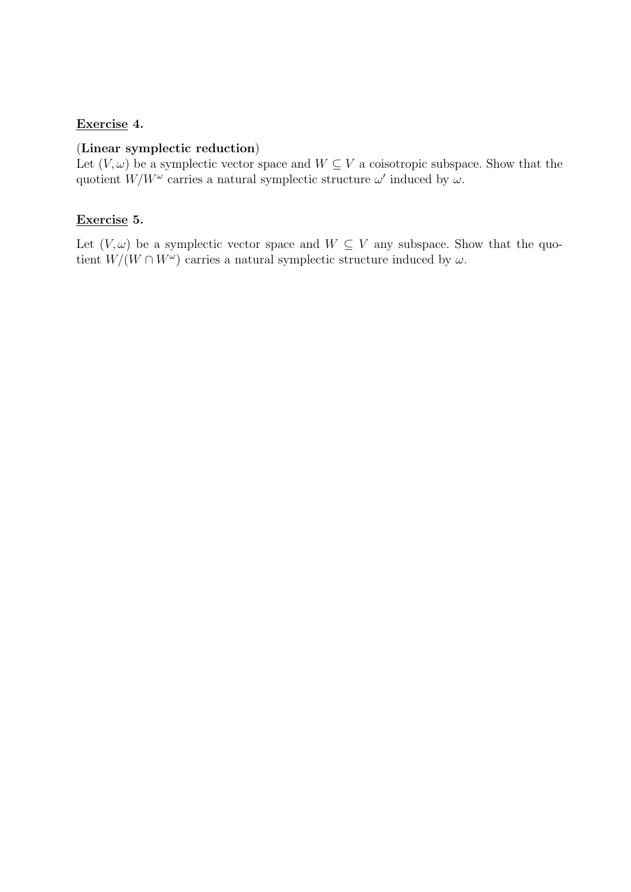**<u>Exercise</u> 4.**

(**Linear symplectic reduction**)
Let $(V, \omega)$ be a symplectic vector space and $W \subseteq V$ a coisotropic subspace. Show that the quotient $W/W^\omega$ carries a natural symplectic structure $\omega'$ induced by $\omega$.

**<u>Exercise</u> 5.**

Let $(V, \omega)$ be a symplectic vector space and $W \subseteq V$ any subspace. Show that the quotient $W/(W \cap W^\omega)$ carries a natural symplectic structure induced by $\omega$.